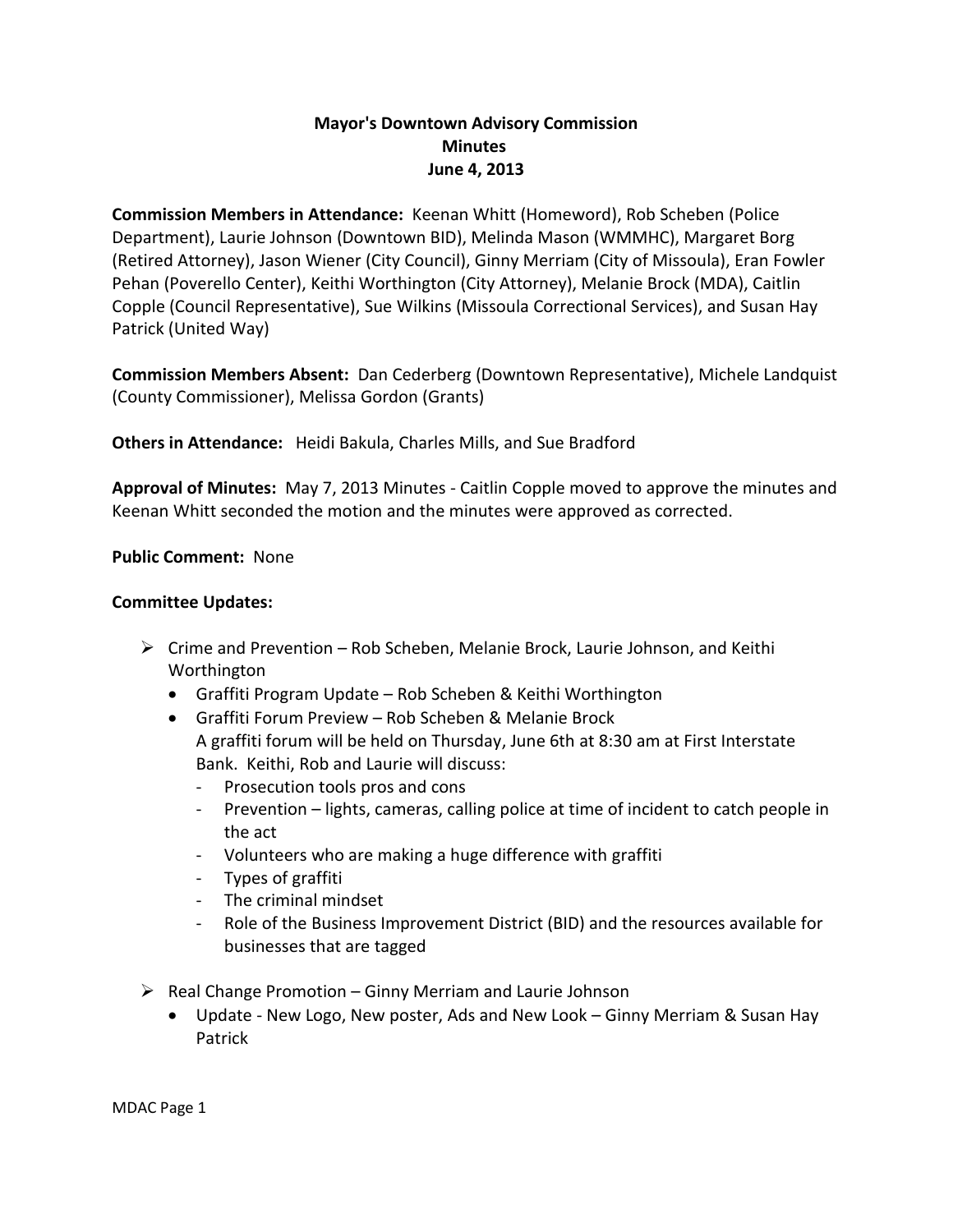# Mayor's Downtown Advisory Commission
## Minutes
## June 4, 2013

**Commission Members in Attendance:** Keenan Whitt (Homeword), Rob Scheben (Police Department), Laurie Johnson (Downtown BID), Melinda Mason (WMMHC), Margaret Borg (Retired Attorney), Jason Wiener (City Council), Ginny Merriam (City of Missoula), Eran Fowler Pehan (Poverello Center), Keithi Worthington (City Attorney), Melanie Brock (MDA), Caitlin Copple (Council Representative), Sue Wilkins (Missoula Correctional Services), and Susan Hay Patrick (United Way)

**Commission Members Absent:** Dan Cederberg (Downtown Representative), Michele Landquist (County Commissioner), Melissa Gordon (Grants)

**Others in Attendance:** Heidi Bakula, Charles Mills, and Sue Bradford

**Approval of Minutes:** May 7, 2013 Minutes - Caitlin Copple moved to approve the minutes and Keenan Whitt seconded the motion and the minutes were approved as corrected.

**Public Comment:** None

**Committee Updates:**

- Crime and Prevention – Rob Scheben, Melanie Brock, Laurie Johnson, and Keithi Worthington
  - Graffiti Program Update – Rob Scheben & Keithi Worthington
  - Graffiti Forum Preview – Rob Scheben & Melanie Brock
    A graffiti forum will be held on Thursday, June 6th at 8:30 am at First Interstate Bank. Keithi, Rob and Laurie will discuss:
    - Prosecution tools pros and cons
    - Prevention – lights, cameras, calling police at time of incident to catch people in the act
    - Volunteers who are making a huge difference with graffiti
    - Types of graffiti
    - The criminal mindset
    - Role of the Business Improvement District (BID) and the resources available for businesses that are tagged
- Real Change Promotion – Ginny Merriam and Laurie Johnson
  - Update - New Logo, New poster, Ads and New Look – Ginny Merriam & Susan Hay Patrick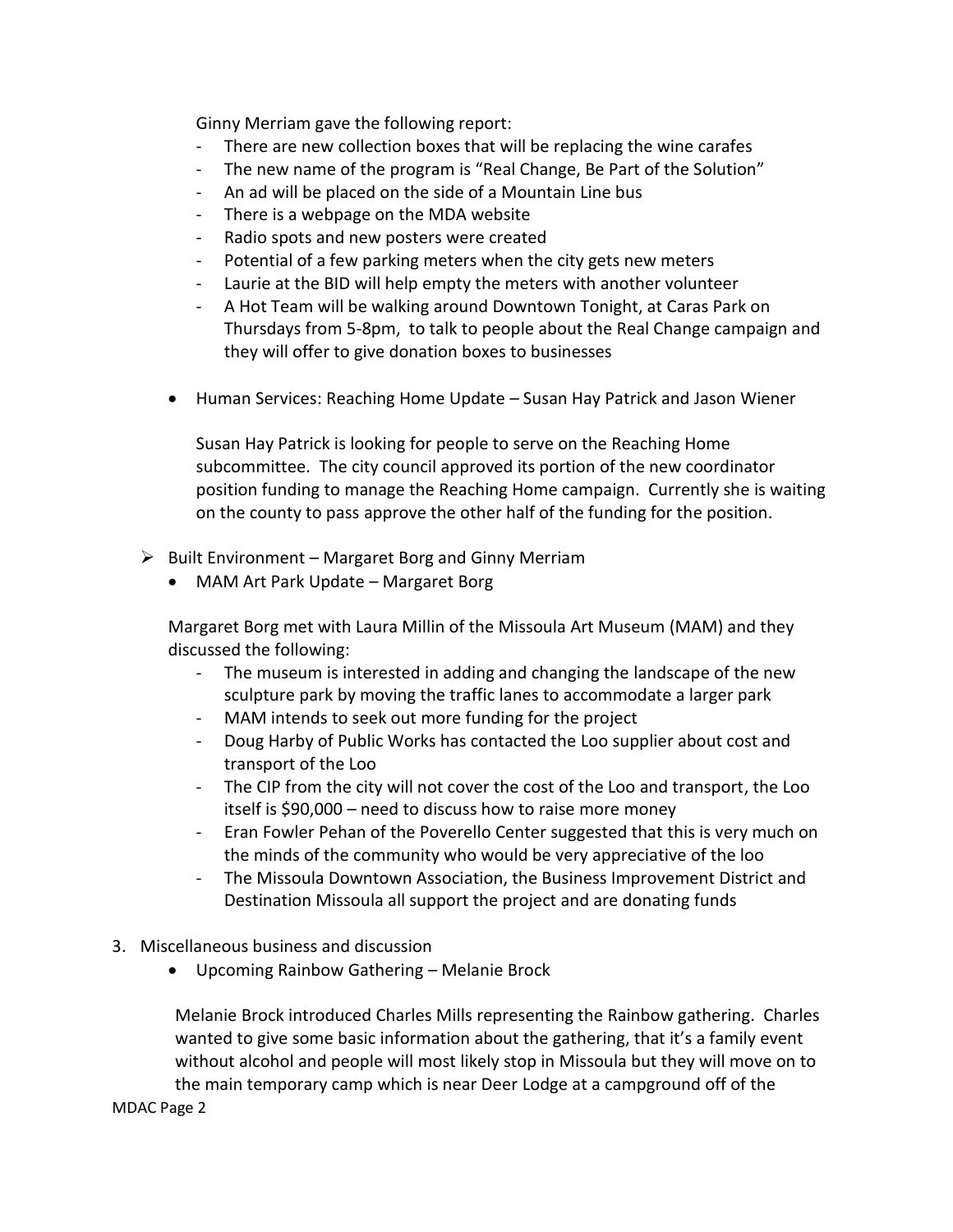Ginny Merriam gave the following report:

- There are new collection boxes that will be replacing the wine carafes
- The new name of the program is "Real Change, Be Part of the Solution"
- An ad will be placed on the side of a Mountain Line bus
- There is a webpage on the MDA website
- Radio spots and new posters were created
- Potential of a few parking meters when the city gets new meters
- Laurie at the BID will help empty the meters with another volunteer
- A Hot Team will be walking around Downtown Tonight, at Caras Park on Thursdays from 5-8pm, to talk to people about the Real Change campaign and they will offer to give donation boxes to businesses

- Human Services: Reaching Home Update – Susan Hay Patrick and Jason Wiener

  Susan Hay Patrick is looking for people to serve on the Reaching Home subcommittee. The city council approved its portion of the new coordinator position funding to manage the Reaching Home campaign. Currently she is waiting on the county to pass approve the other half of the funding for the position.

- Built Environment – Margaret Borg and Ginny Merriam
  - MAM Art Park Update – Margaret Borg

  Margaret Borg met with Laura Millin of the Missoula Art Museum (MAM) and they discussed the following:

  - The museum is interested in adding and changing the landscape of the new sculpture park by moving the traffic lanes to accommodate a larger park
  - MAM intends to seek out more funding for the project
  - Doug Harby of Public Works has contacted the Loo supplier about cost and transport of the Loo
  - The CIP from the city will not cover the cost of the Loo and transport, the Loo itself is $90,000 – need to discuss how to raise more money
  - Eran Fowler Pehan of the Poverello Center suggested that this is very much on the minds of the community who would be very appreciative of the loo
  - The Missoula Downtown Association, the Business Improvement District and Destination Missoula all support the project and are donating funds

3. Miscellaneous business and discussion
   - Upcoming Rainbow Gathering – Melanie Brock

   Melanie Brock introduced Charles Mills representing the Rainbow gathering. Charles wanted to give some basic information about the gathering, that it's a family event without alcohol and people will most likely stop in Missoula but they will move on to the main temporary camp which is near Deer Lodge at a campground off of the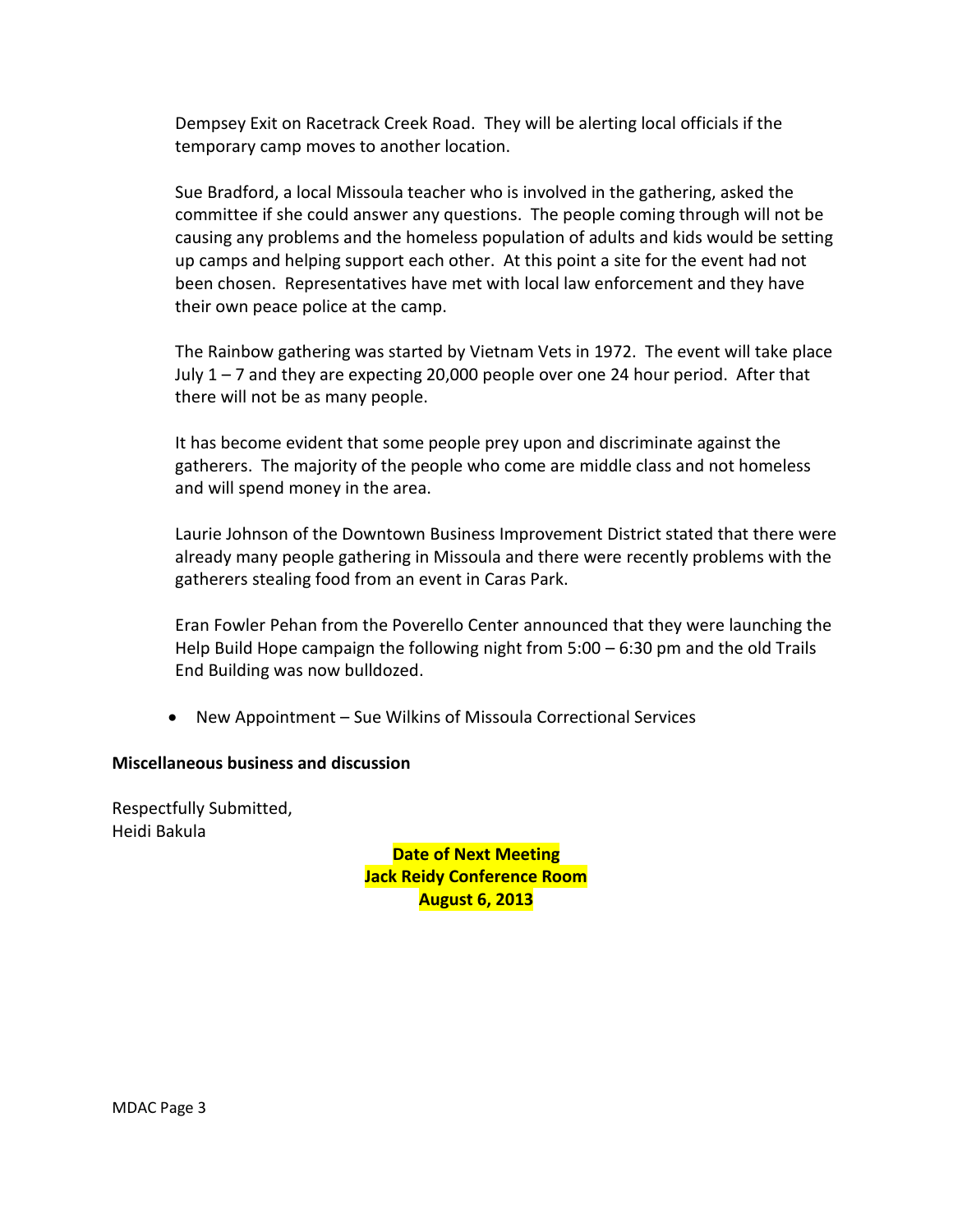Dempsey Exit on Racetrack Creek Road. They will be alerting local officials if the temporary camp moves to another location.

Sue Bradford, a local Missoula teacher who is involved in the gathering, asked the committee if she could answer any questions. The people coming through will not be causing any problems and the homeless population of adults and kids would be setting up camps and helping support each other. At this point a site for the event had not been chosen. Representatives have met with local law enforcement and they have their own peace police at the camp.

The Rainbow gathering was started by Vietnam Vets in 1972. The event will take place July 1 – 7 and they are expecting 20,000 people over one 24 hour period. After that there will not be as many people.

It has become evident that some people prey upon and discriminate against the gatherers. The majority of the people who come are middle class and not homeless and will spend money in the area.

Laurie Johnson of the Downtown Business Improvement District stated that there were already many people gathering in Missoula and there were recently problems with the gatherers stealing food from an event in Caras Park.

Eran Fowler Pehan from the Poverello Center announced that they were launching the Help Build Hope campaign the following night from 5:00 – 6:30 pm and the old Trails End Building was now bulldozed.

- New Appointment – Sue Wilkins of Missoula Correctional Services

**Miscellaneous business and discussion**

Respectfully Submitted,
Heidi Bakula

**Date of Next Meeting**
**Jack Reidy Conference Room**
**August 6, 2013**